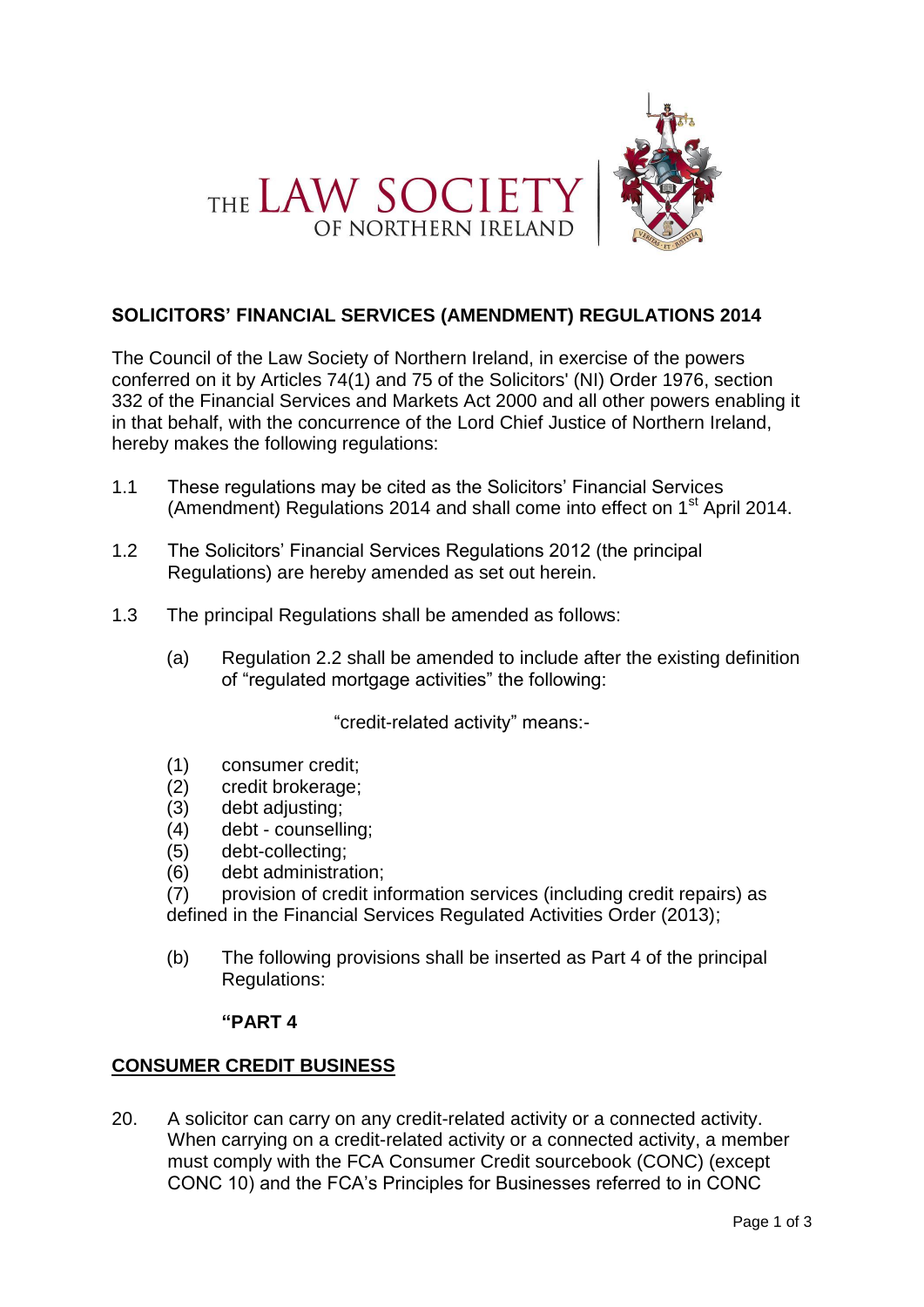THE LAW SOCIETY OF NORTHERN IRELAND

**SOLICITORS' FINANCIAL SERVICES (AMENDMENT) REGULATIONS 2014**

The Council of the Law Society of Northern Ireland, in exercise of the powers conferred on it by Articles 74(1) and 75 of the Solicitors' (NI) Order 1976, section 332 of the Financial Services and Markets Act 2000 and all other powers enabling it in that behalf, with the concurrence of the Lord Chief Justice of Northern Ireland, hereby makes the following regulations:

1.1 These regulations may be cited as the Solicitors' Financial Services (Amendment) Regulations 2014 and shall come into effect on 1st April 2014.

1.2 The Solicitors' Financial Services Regulations 2012 (the principal Regulations) are hereby amended as set out herein.

1.3 The principal Regulations shall be amended as follows:

(a) Regulation 2.2 shall be amended to include after the existing definition of "regulated mortgage activities" the following:

"credit-related activity" means:-

(1) consumer credit;
(2) credit brokerage;
(3) debt adjusting;
(4) debt - counselling;
(5) debt-collecting;
(6) debt administration;
(7) provision of credit information services (including credit repairs) as defined in the Financial Services Regulated Activities Order (2013);

(b) The following provisions shall be inserted as Part 4 of the principal Regulations:

**"PART 4**

**CONSUMER CREDIT BUSINESS**

20. A solicitor can carry on any credit-related activity or a connected activity. When carrying on a credit-related activity or a connected activity, a member must comply with the FCA Consumer Credit sourcebook (CONC) (except CONC 10) and the FCA's Principles for Businesses referred to in CONC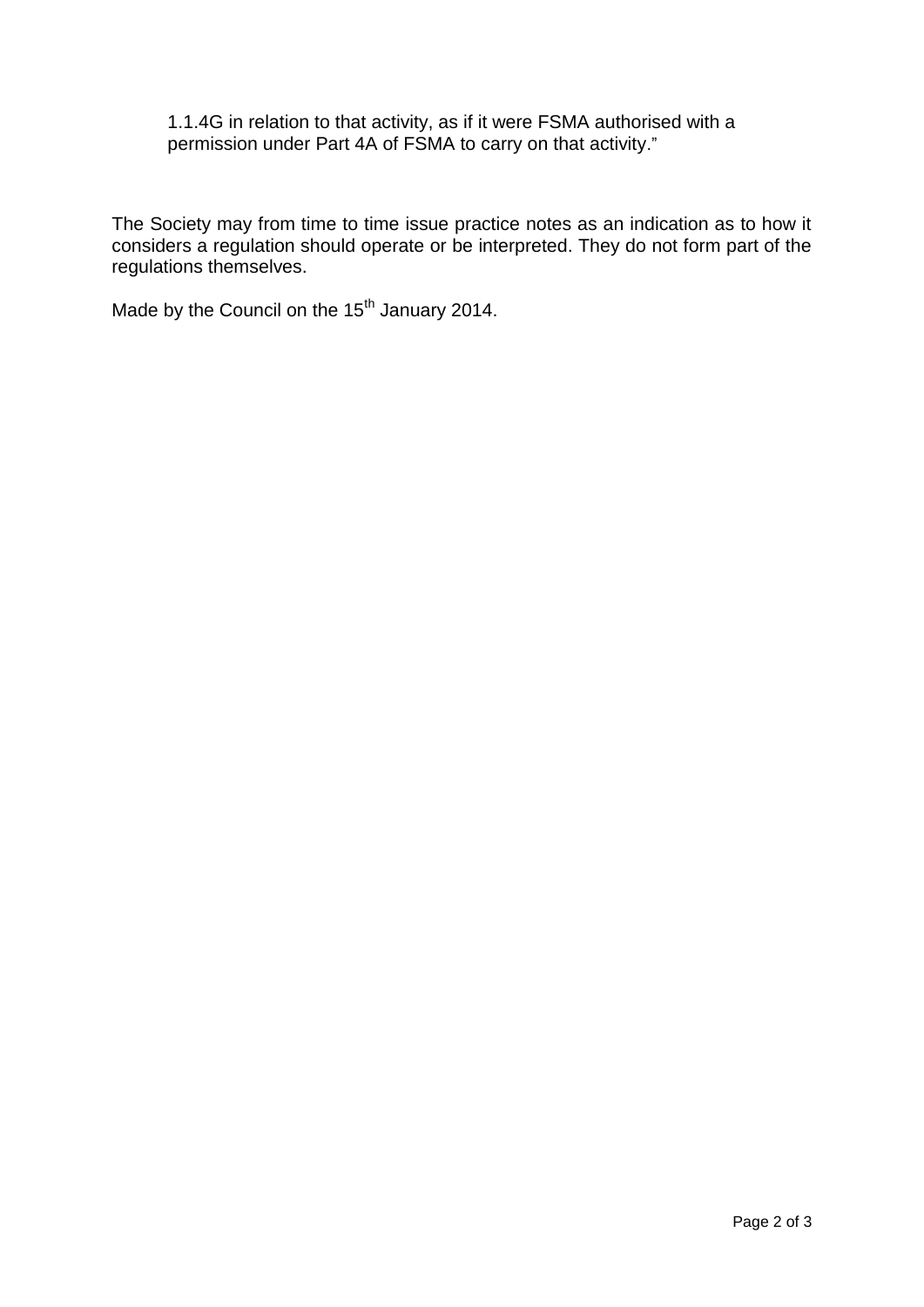> 1.1.4G in relation to that activity, as if it were FSMA authorised with a permission under Part 4A of FSMA to carry on that activity."

The Society may from time to time issue practice notes as an indication as to how it considers a regulation should operate or be interpreted. They do not form part of the regulations themselves.

Made by the Council on the 15th January 2014.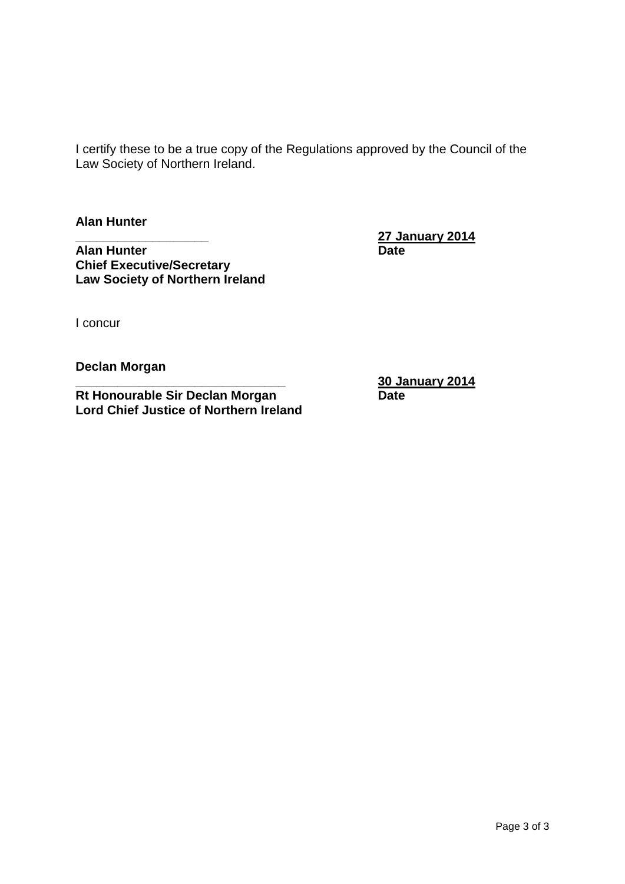I certify these to be a true copy of the Regulations approved by the Council of the Law Society of Northern Ireland.

**Alan Hunter**

\_\_\_\_\_\_\_\_\_\_\_\_\_\_\_\_\_\_\_\_\_\_ **27 January 2014**

**Alan Hunter** **Date**

**Chief Executive/Secretary**

**Law Society of Northern Ireland**

I concur

**Declan Morgan**

\_\_\_\_\_\_\_\_\_\_\_\_\_\_\_\_\_\_\_\_\_\_\_\_\_\_\_\_\_\_\_\_\_\_ **30 January 2014**

**Rt Honourable Sir Declan Morgan** **Date**

**Lord Chief Justice of Northern Ireland**